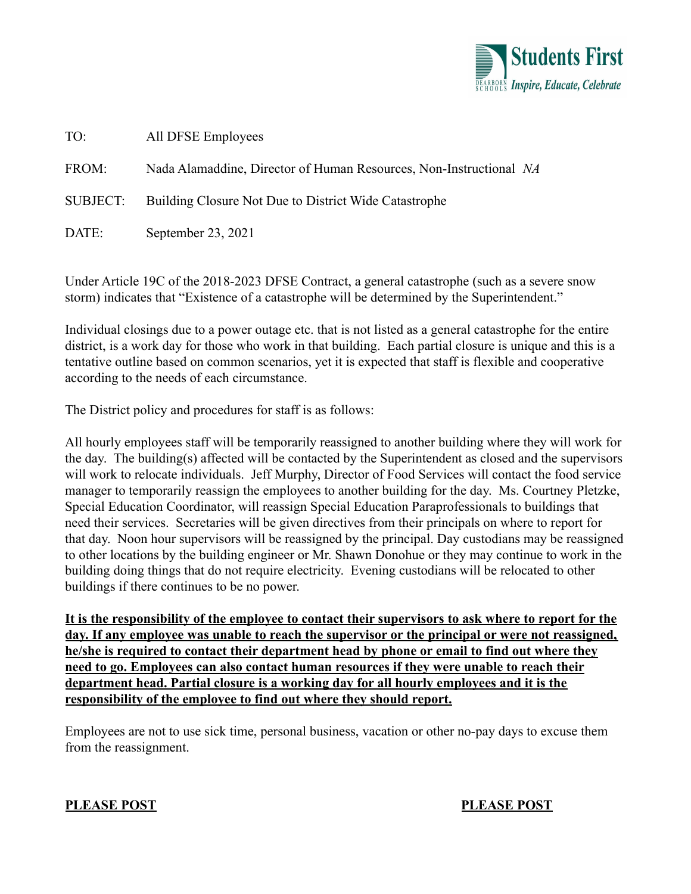Students First
DEARBORN SCHOOLS *Inspire, Educate, Celebrate*

TO: All DFSE Employees

FROM: Nada Alamaddine, Director of Human Resources, Non-Instructional *NA*

SUBJECT: Building Closure Not Due to District Wide Catastrophe

DATE: September 23, 2021

Under Article 19C of the 2018-2023 DFSE Contract, a general catastrophe (such as a severe snow storm) indicates that "Existence of a catastrophe will be determined by the Superintendent."

Individual closings due to a power outage etc. that is not listed as a general catastrophe for the entire district, is a work day for those who work in that building. Each partial closure is unique and this is a tentative outline based on common scenarios, yet it is expected that staff is flexible and cooperative according to the needs of each circumstance.

The District policy and procedures for staff is as follows:

All hourly employees staff will be temporarily reassigned to another building where they will work for the day. The building(s) affected will be contacted by the Superintendent as closed and the supervisors will work to relocate individuals. Jeff Murphy, Director of Food Services will contact the food service manager to temporarily reassign the employees to another building for the day. Ms. Courtney Pletzke, Special Education Coordinator, will reassign Special Education Paraprofessionals to buildings that need their services. Secretaries will be given directives from their principals on where to report for that day. Noon hour supervisors will be reassigned by the principal. Day custodians may be reassigned to other locations by the building engineer or Mr. Shawn Donohue or they may continue to work in the building doing things that do not require electricity. Evening custodians will be relocated to other buildings if there continues to be no power.

**It is the responsibility of the employee to contact their supervisors to ask where to report for the day. If any employee was unable to reach the supervisor or the principal or were not reassigned, he/she is required to contact their department head by phone or email to find out where they need to go. Employees can also contact human resources if they were unable to reach their department head. Partial closure is a working day for all hourly employees and it is the responsibility of the employee to find out where they should report.**

Employees are not to use sick time, personal business, vacation or other no-pay days to excuse them from the reassignment.

**PLEASE POST** **PLEASE POST**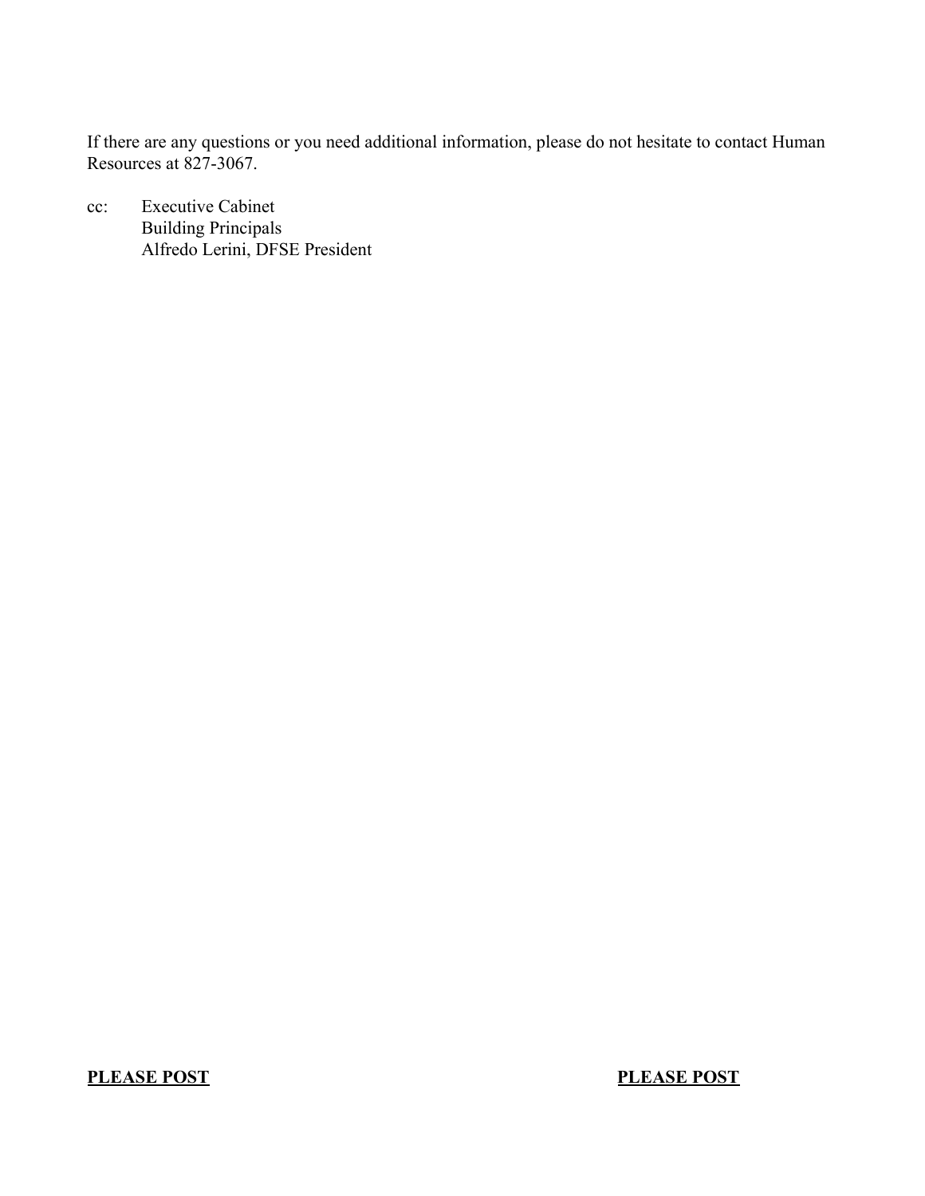If there are any questions or you need additional information, please do not hesitate to contact Human Resources at 827-3067.

cc: Executive Cabinet
Building Principals
Alfredo Lerini, DFSE President

**PLEASE POST** **PLEASE POST**